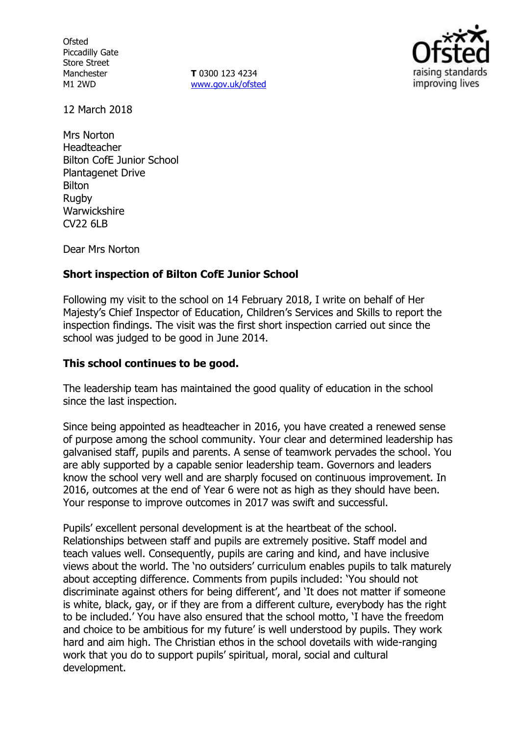Ofsted
Piccadilly Gate
Store Street
Manchester
M1 2WD

**T** 0300 123 4234
www.gov.uk/ofsted

12 March 2018

Mrs Norton
Headteacher
Bilton CofE Junior School
Plantagenet Drive
Bilton
Rugby
Warwickshire
CV22 6LB

Dear Mrs Norton

**Short inspection of Bilton CofE Junior School**

Following my visit to the school on 14 February 2018, I write on behalf of Her Majesty's Chief Inspector of Education, Children's Services and Skills to report the inspection findings. The visit was the first short inspection carried out since the school was judged to be good in June 2014.

**This school continues to be good.**

The leadership team has maintained the good quality of education in the school since the last inspection.

Since being appointed as headteacher in 2016, you have created a renewed sense of purpose among the school community. Your clear and determined leadership has galvanised staff, pupils and parents. A sense of teamwork pervades the school. You are ably supported by a capable senior leadership team. Governors and leaders know the school very well and are sharply focused on continuous improvement. In 2016, outcomes at the end of Year 6 were not as high as they should have been. Your response to improve outcomes in 2017 was swift and successful.

Pupils' excellent personal development is at the heartbeat of the school. Relationships between staff and pupils are extremely positive. Staff model and teach values well. Consequently, pupils are caring and kind, and have inclusive views about the world. The 'no outsiders' curriculum enables pupils to talk maturely about accepting difference. Comments from pupils included: 'You should not discriminate against others for being different', and 'It does not matter if someone is white, black, gay, or if they are from a different culture, everybody has the right to be included.' You have also ensured that the school motto, 'I have the freedom and choice to be ambitious for my future' is well understood by pupils. They work hard and aim high. The Christian ethos in the school dovetails with wide-ranging work that you do to support pupils' spiritual, moral, social and cultural development.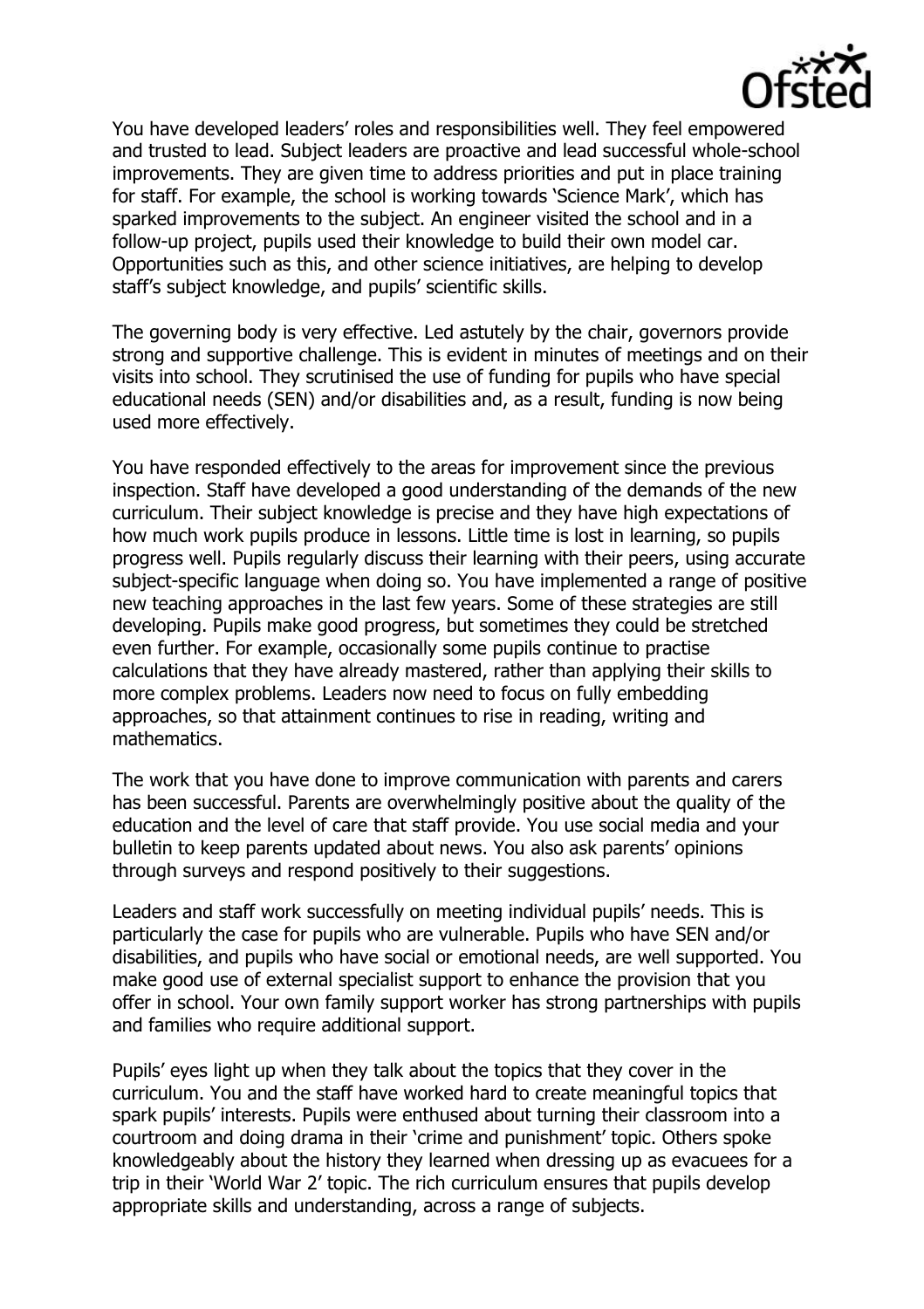You have developed leaders' roles and responsibilities well. They feel empowered and trusted to lead. Subject leaders are proactive and lead successful whole-school improvements. They are given time to address priorities and put in place training for staff. For example, the school is working towards 'Science Mark', which has sparked improvements to the subject. An engineer visited the school and in a follow-up project, pupils used their knowledge to build their own model car. Opportunities such as this, and other science initiatives, are helping to develop staff's subject knowledge, and pupils' scientific skills.

The governing body is very effective. Led astutely by the chair, governors provide strong and supportive challenge. This is evident in minutes of meetings and on their visits into school. They scrutinised the use of funding for pupils who have special educational needs (SEN) and/or disabilities and, as a result, funding is now being used more effectively.

You have responded effectively to the areas for improvement since the previous inspection. Staff have developed a good understanding of the demands of the new curriculum. Their subject knowledge is precise and they have high expectations of how much work pupils produce in lessons. Little time is lost in learning, so pupils progress well. Pupils regularly discuss their learning with their peers, using accurate subject-specific language when doing so. You have implemented a range of positive new teaching approaches in the last few years. Some of these strategies are still developing. Pupils make good progress, but sometimes they could be stretched even further. For example, occasionally some pupils continue to practise calculations that they have already mastered, rather than applying their skills to more complex problems. Leaders now need to focus on fully embedding approaches, so that attainment continues to rise in reading, writing and mathematics.

The work that you have done to improve communication with parents and carers has been successful. Parents are overwhelmingly positive about the quality of the education and the level of care that staff provide. You use social media and your bulletin to keep parents updated about news. You also ask parents' opinions through surveys and respond positively to their suggestions.

Leaders and staff work successfully on meeting individual pupils' needs. This is particularly the case for pupils who are vulnerable. Pupils who have SEN and/or disabilities, and pupils who have social or emotional needs, are well supported. You make good use of external specialist support to enhance the provision that you offer in school. Your own family support worker has strong partnerships with pupils and families who require additional support.

Pupils' eyes light up when they talk about the topics that they cover in the curriculum. You and the staff have worked hard to create meaningful topics that spark pupils' interests. Pupils were enthused about turning their classroom into a courtroom and doing drama in their 'crime and punishment' topic. Others spoke knowledgeably about the history they learned when dressing up as evacuees for a trip in their 'World War 2' topic. The rich curriculum ensures that pupils develop appropriate skills and understanding, across a range of subjects.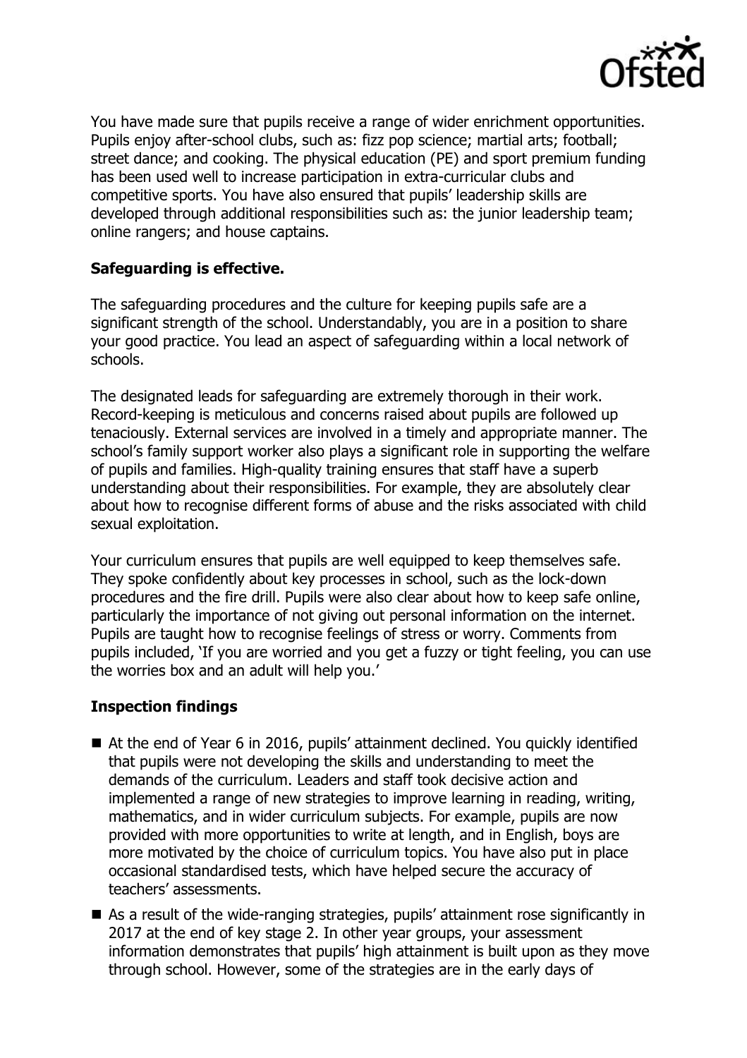You have made sure that pupils receive a range of wider enrichment opportunities. Pupils enjoy after-school clubs, such as: fizz pop science; martial arts; football; street dance; and cooking. The physical education (PE) and sport premium funding has been used well to increase participation in extra-curricular clubs and competitive sports. You have also ensured that pupils' leadership skills are developed through additional responsibilities such as: the junior leadership team; online rangers; and house captains.

**Safeguarding is effective.**

The safeguarding procedures and the culture for keeping pupils safe are a significant strength of the school. Understandably, you are in a position to share your good practice. You lead an aspect of safeguarding within a local network of schools.

The designated leads for safeguarding are extremely thorough in their work. Record-keeping is meticulous and concerns raised about pupils are followed up tenaciously. External services are involved in a timely and appropriate manner. The school's family support worker also plays a significant role in supporting the welfare of pupils and families. High-quality training ensures that staff have a superb understanding about their responsibilities. For example, they are absolutely clear about how to recognise different forms of abuse and the risks associated with child sexual exploitation.

Your curriculum ensures that pupils are well equipped to keep themselves safe. They spoke confidently about key processes in school, such as the lock-down procedures and the fire drill. Pupils were also clear about how to keep safe online, particularly the importance of not giving out personal information on the internet. Pupils are taught how to recognise feelings of stress or worry. Comments from pupils included, 'If you are worried and you get a fuzzy or tight feeling, you can use the worries box and an adult will help you.'

**Inspection findings**

- At the end of Year 6 in 2016, pupils' attainment declined. You quickly identified that pupils were not developing the skills and understanding to meet the demands of the curriculum. Leaders and staff took decisive action and implemented a range of new strategies to improve learning in reading, writing, mathematics, and in wider curriculum subjects. For example, pupils are now provided with more opportunities to write at length, and in English, boys are more motivated by the choice of curriculum topics. You have also put in place occasional standardised tests, which have helped secure the accuracy of teachers' assessments.
- As a result of the wide-ranging strategies, pupils' attainment rose significantly in 2017 at the end of key stage 2. In other year groups, your assessment information demonstrates that pupils' high attainment is built upon as they move through school. However, some of the strategies are in the early days of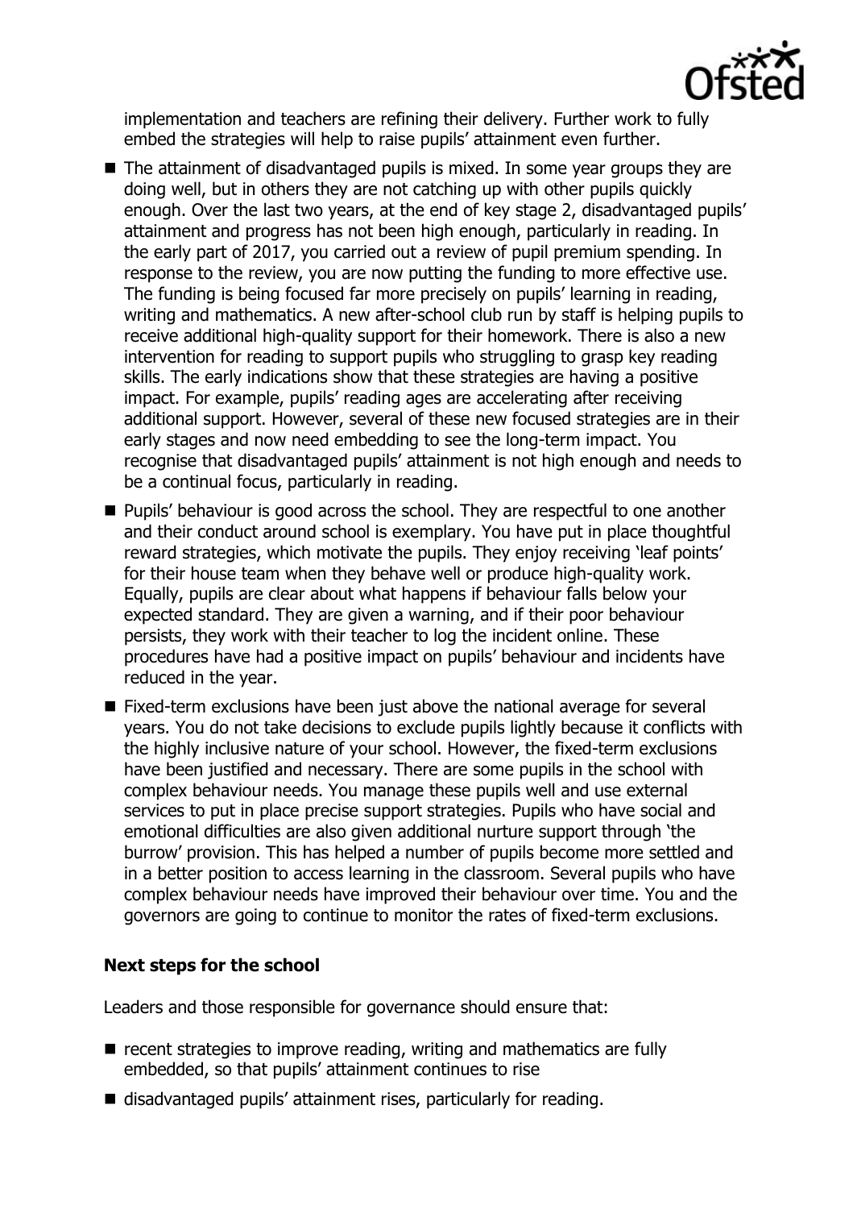implementation and teachers are refining their delivery. Further work to fully embed the strategies will help to raise pupils' attainment even further.

- The attainment of disadvantaged pupils is mixed. In some year groups they are doing well, but in others they are not catching up with other pupils quickly enough. Over the last two years, at the end of key stage 2, disadvantaged pupils' attainment and progress has not been high enough, particularly in reading. In the early part of 2017, you carried out a review of pupil premium spending. In response to the review, you are now putting the funding to more effective use. The funding is being focused far more precisely on pupils' learning in reading, writing and mathematics. A new after-school club run by staff is helping pupils to receive additional high-quality support for their homework. There is also a new intervention for reading to support pupils who struggling to grasp key reading skills. The early indications show that these strategies are having a positive impact. For example, pupils' reading ages are accelerating after receiving additional support. However, several of these new focused strategies are in their early stages and now need embedding to see the long-term impact. You recognise that disadvantaged pupils' attainment is not high enough and needs to be a continual focus, particularly in reading.
- Pupils' behaviour is good across the school. They are respectful to one another and their conduct around school is exemplary. You have put in place thoughtful reward strategies, which motivate the pupils. They enjoy receiving 'leaf points' for their house team when they behave well or produce high-quality work. Equally, pupils are clear about what happens if behaviour falls below your expected standard. They are given a warning, and if their poor behaviour persists, they work with their teacher to log the incident online. These procedures have had a positive impact on pupils' behaviour and incidents have reduced in the year.
- Fixed-term exclusions have been just above the national average for several years. You do not take decisions to exclude pupils lightly because it conflicts with the highly inclusive nature of your school. However, the fixed-term exclusions have been justified and necessary. There are some pupils in the school with complex behaviour needs. You manage these pupils well and use external services to put in place precise support strategies. Pupils who have social and emotional difficulties are also given additional nurture support through 'the burrow' provision. This has helped a number of pupils become more settled and in a better position to access learning in the classroom. Several pupils who have complex behaviour needs have improved their behaviour over time. You and the governors are going to continue to monitor the rates of fixed-term exclusions.

**Next steps for the school**

Leaders and those responsible for governance should ensure that:

- recent strategies to improve reading, writing and mathematics are fully embedded, so that pupils' attainment continues to rise
- disadvantaged pupils' attainment rises, particularly for reading.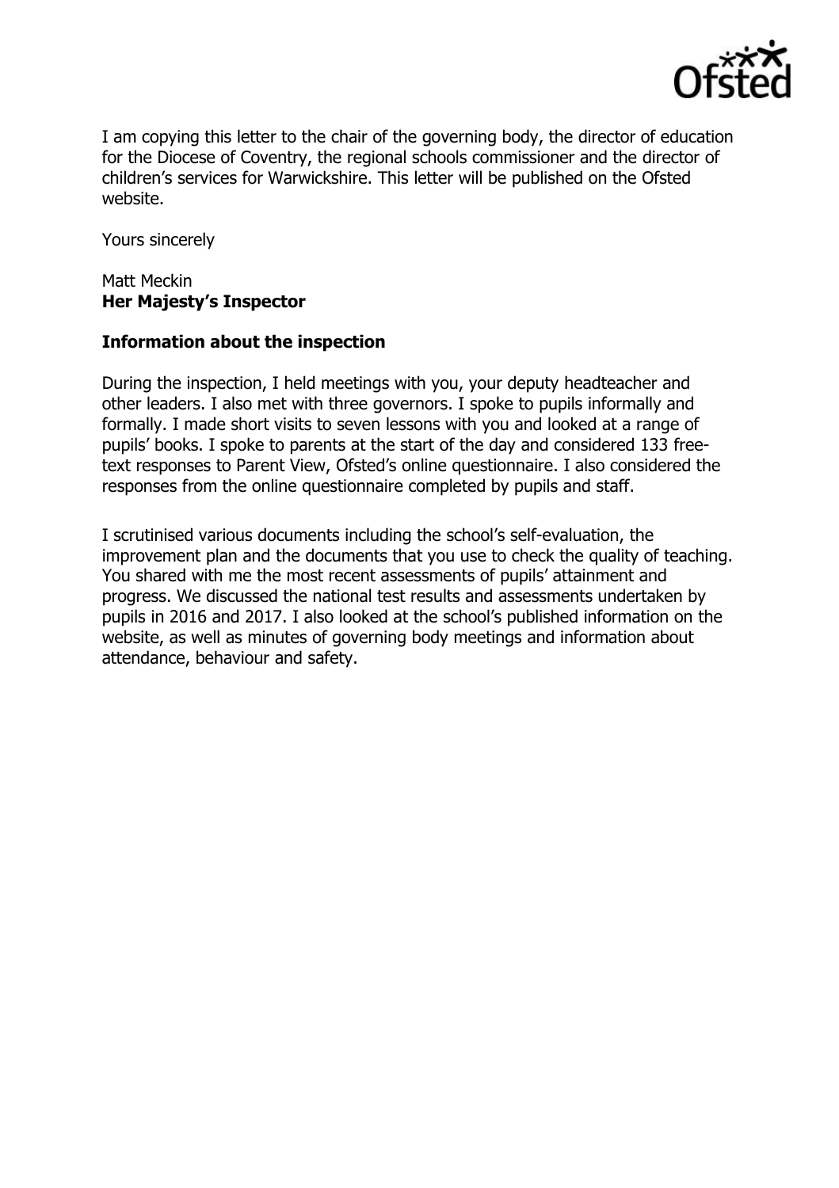I am copying this letter to the chair of the governing body, the director of education for the Diocese of Coventry, the regional schools commissioner and the director of children's services for Warwickshire. This letter will be published on the Ofsted website.

Yours sincerely

Matt Meckin
**Her Majesty's Inspector**

## Information about the inspection

During the inspection, I held meetings with you, your deputy headteacher and other leaders. I also met with three governors. I spoke to pupils informally and formally. I made short visits to seven lessons with you and looked at a range of pupils' books. I spoke to parents at the start of the day and considered 133 free-text responses to Parent View, Ofsted's online questionnaire. I also considered the responses from the online questionnaire completed by pupils and staff.

I scrutinised various documents including the school's self-evaluation, the improvement plan and the documents that you use to check the quality of teaching. You shared with me the most recent assessments of pupils' attainment and progress. We discussed the national test results and assessments undertaken by pupils in 2016 and 2017. I also looked at the school's published information on the website, as well as minutes of governing body meetings and information about attendance, behaviour and safety.